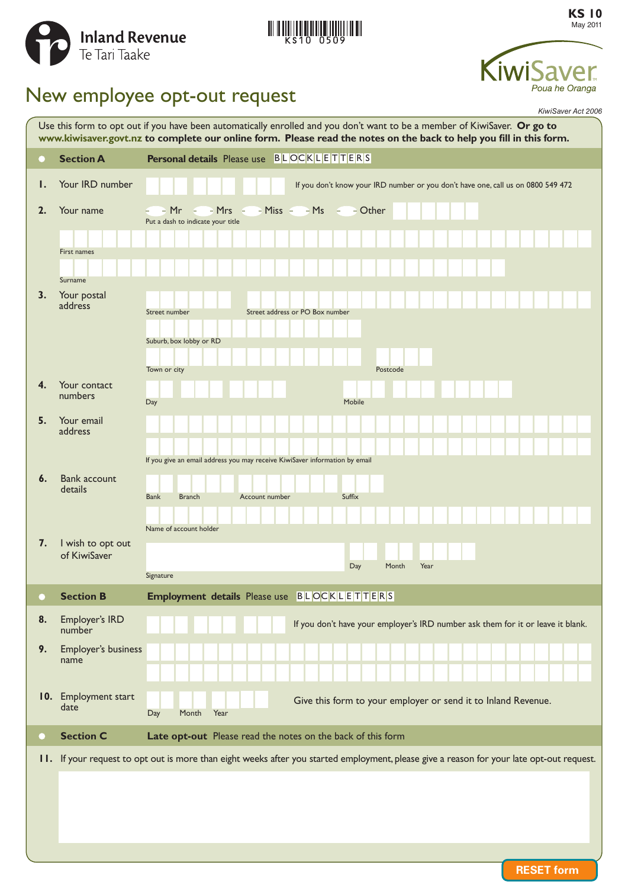Inland Revenue
Te Tari Taake

KS10 0509

**KS 10**
May 2011

KiwiSaver
*Poua he Oranga*

# New employee opt-out request

*KiwiSaver Act 2006*

Use this form to opt out if you have been automatically enrolled and you don't want to be a member of KiwiSaver. **Or go to www.kiwisaver.govt.nz to complete our online form. Please read the notes on the back to help you fill in this form.**

## Section A — Personal details

Please use BLOCK LETTERS

**1. Your IRD number**

If you don't know your IRD number or you don't have one, call us on 0800 549 472

**2. Your name**

Mr / Mrs / Miss / Ms / Other

Put a dash to indicate your title

First names

Surname

**3. Your postal address**

Street number

Street address or PO Box number

Suburb, box lobby or RD

Town or city

Postcode

**4. Your contact numbers**

Day

Mobile

**5. Your email address**

If you give an email address you may receive KiwiSaver information by email

**6. Bank account details**

Bank | Branch | Account number | Suffix

Name of account holder

**7. I wish to opt out of KiwiSaver**

Signature

Day | Month | Year

## Section B — Employment details

Please use BLOCK LETTERS

**8. Employer's IRD number**

If you don't have your employer's IRD number ask them for it or leave it blank.

**9. Employer's business name**

**10. Employment start date**

Day | Month | Year

Give this form to your employer or send it to Inland Revenue.

## Section C — Late opt-out

Please read the notes on the back of this form

**11.** If your request to opt out is more than eight weeks after you started employment, please give a reason for your late opt-out request.

RESET form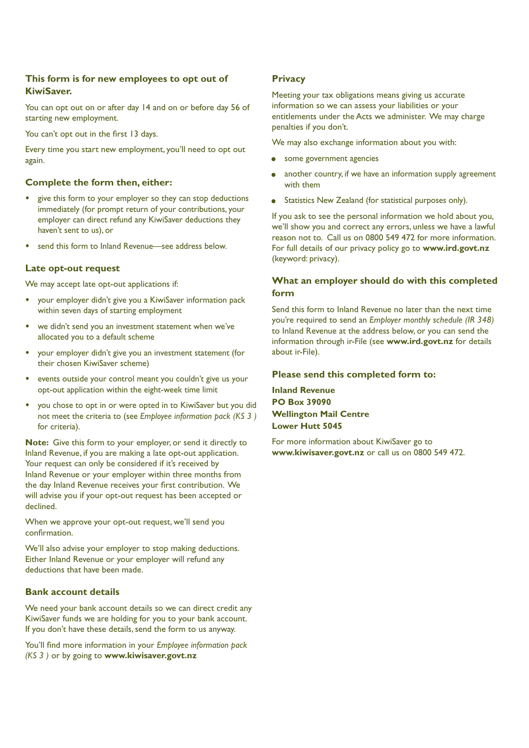## This form is for new employees to opt out of KiwiSaver.

You can opt out on or after day 14 and on or before day 56 of starting new employment.

You can't opt out in the first 13 days.

Every time you start new employment, you'll need to opt out again.

### Complete the form then, either:

- give this form to your employer so they can stop deductions immediately (for prompt return of your contributions, your employer can direct refund any KiwiSaver deductions they haven't sent to us), or
- send this form to Inland Revenue—see address below.

### Late opt-out request

We may accept late opt-out applications if:

- your employer didn't give you a KiwiSaver information pack within seven days of starting employment
- we didn't send you an investment statement when we've allocated you to a default scheme
- your employer didn't give you an investment statement (for their chosen KiwiSaver scheme)
- events outside your control meant you couldn't give us your opt-out application within the eight-week time limit
- you chose to opt in or were opted in to KiwiSaver but you did not meet the criteria to (see *Employee information pack (KS 3 )* for criteria).

**Note:** Give this form to your employer, or send it directly to Inland Revenue, if you are making a late opt-out application. Your request can only be considered if it's received by Inland Revenue or your employer within three months from the day Inland Revenue receives your first contribution. We will advise you if your opt-out request has been accepted or declined.

When we approve your opt-out request, we'll send you confirmation.

We'll also advise your employer to stop making deductions. Either Inland Revenue or your employer will refund any deductions that have been made.

### Bank account details

We need your bank account details so we can direct credit any KiwiSaver funds we are holding for you to your bank account. If you don't have these details, send the form to us anyway.

You'll find more information in your *Employee information pack (KS 3 )* or by going to **www.kiwisaver.govt.nz**

### Privacy

Meeting your tax obligations means giving us accurate information so we can assess your liabilities or your entitlements under the Acts we administer. We may charge penalties if you don't.

We may also exchange information about you with:

- some government agencies
- another country, if we have an information supply agreement with them
- Statistics New Zealand (for statistical purposes only).

If you ask to see the personal information we hold about you, we'll show you and correct any errors, unless we have a lawful reason not to. Call us on 0800 549 472 for more information. For full details of our privacy policy go to **www.ird.govt.nz** (keyword: privacy).

### What an employer should do with this completed form

Send this form to Inland Revenue no later than the next time you're required to send an *Employer monthly schedule (IR 348)* to Inland Revenue at the address below, or you can send the information through ir-File (see **www.ird.govt.nz** for details about ir-File).

### Please send this completed form to:

**Inland Revenue**
**PO Box 39090**
**Wellington Mail Centre**
**Lower Hutt 5045**

For more information about KiwiSaver go to **www.kiwisaver.govt.nz** or call us on 0800 549 472.